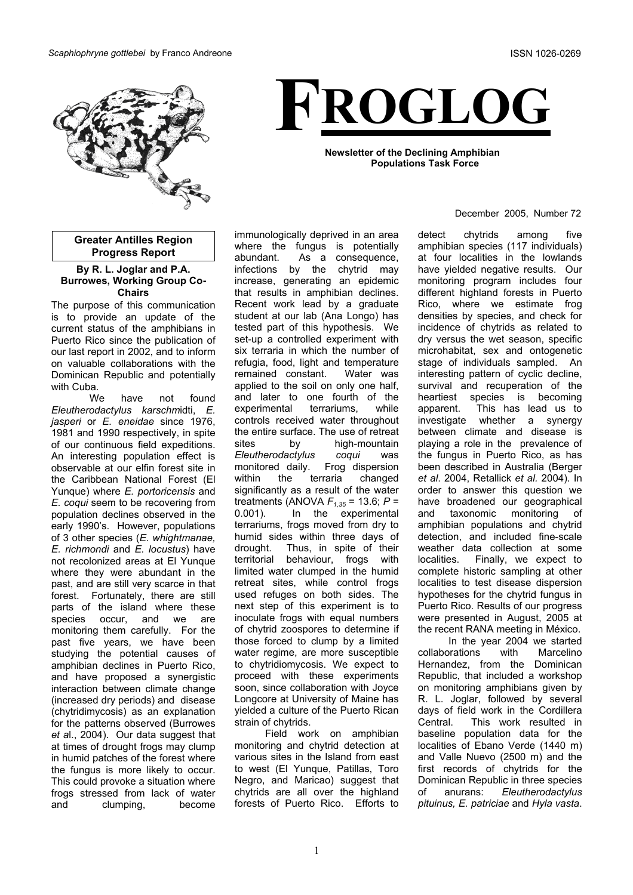*Scaphiophryne gottlebei* by Franco Andreone

ISSN 1026-0269

# FROGLOG

**Newsletter of the Declining Amphibian Populations Task Force**

December 2005, Number 72

## Greater Antilles Region Progress Report

**By R. L. Joglar and P.A. Burrowes, Working Group Co-Chairs**

The purpose of this communication is to provide an update of the current status of the amphibians in Puerto Rico since the publication of our last report in 2002, and to inform on valuable collaborations with the Dominican Republic and potentially with Cuba.

We have not found *Eleutherodactylus karschmidti*, *E. jasperi* or *E. eneidae* since 1976, 1981 and 1990 respectively, in spite of our continuous field expeditions. An interesting population effect is observable at our elfin forest site in the Caribbean National Forest (El Yunque) where *E. portoricensis* and *E. coqui* seem to be recovering from population declines observed in the early 1990's. However, populations of 3 other species (*E. whightmanae, E. richmondi* and *E. locustus*) have not recolonized areas at El Yunque where they were abundant in the past, and are still very scarce in that forest. Fortunately, there are still parts of the island where these species occur, and we are monitoring them carefully. For the past five years, we have been studying the potential causes of amphibian declines in Puerto Rico, and have proposed a synergistic interaction between climate change (increased dry periods) and disease (chytridimycosis) as an explanation for the patterns observed (Burrowes *et a*l., 2004). Our data suggest that at times of drought frogs may clump in humid patches of the forest where the fungus is more likely to occur. This could provoke a situation where frogs stressed from lack of water and clumping, become immunologically deprived in an area where the fungus is potentially abundant. As a consequence, infections by the chytrid may increase, generating an epidemic that results in amphibian declines. Recent work lead by a graduate student at our lab (Ana Longo) has tested part of this hypothesis. We set-up a controlled experiment with six terraria in which the number of refugia, food, light and temperature remained constant. Water was applied to the soil on only one half, and later to one fourth of the experimental terrariums, while controls received water throughout the entire surface. The use of retreat sites by high-mountain *Eleutherodactylus coqui* was monitored daily. Frog dispersion within the terraria changed significantly as a result of the water treatments (ANOVA $F_{1,35}$ = 13.6; $P$ = 0.001). In the experimental terrariums, frogs moved from dry to humid sides within three days of drought. Thus, in spite of their territorial behaviour, frogs with limited water clumped in the humid retreat sites, while control frogs used refuges on both sides. The next step of this experiment is to inoculate frogs with equal numbers of chytrid zoospores to determine if those forced to clump by a limited water regime, are more susceptible to chytridiomycosis. We expect to proceed with these experiments soon, since collaboration with Joyce Longcore at University of Maine has yielded a culture of the Puerto Rican strain of chytrids.

Field work on amphibian monitoring and chytrid detection at various sites in the Island from east to west (El Yunque, Patillas, Toro Negro, and Maricao) suggest that chytrids are all over the highland forests of Puerto Rico. Efforts to detect chytrids among five amphibian species (117 individuals) at four localities in the lowlands have yielded negative results. Our monitoring program includes four different highland forests in Puerto Rico, where we estimate frog densities by species, and check for incidence of chytrids as related to dry versus the wet season, specific microhabitat, sex and ontogenetic stage of individuals sampled. An interesting pattern of cyclic decline, survival and recuperation of the heartiest species is becoming apparent. This has lead us to investigate whether a synergy between climate and disease is playing a role in the prevalence of the fungus in Puerto Rico, as has been described in Australia (Berger *et al*. 2004, Retallick *et al.* 2004). In order to answer this question we have broadened our geographical and taxonomic monitoring of amphibian populations and chytrid detection, and included fine-scale weather data collection at some localities. Finally, we expect to complete historic sampling at other localities to test disease dispersion hypotheses for the chytrid fungus in Puerto Rico. Results of our progress were presented in August, 2005 at the recent RANA meeting in México.

In the year 2004 we started collaborations with Marcelino Hernandez, from the Dominican Republic, that included a workshop on monitoring amphibians given by R. L. Joglar, followed by several days of field work in the Cordillera Central. This work resulted in baseline population data for the localities of Ebano Verde (1440 m) and Valle Nuevo (2500 m) and the first records of chytrids for the Dominican Republic in three species of anurans: *Eleutherodactylus pituinus, E. patriciae* and *Hyla vasta*.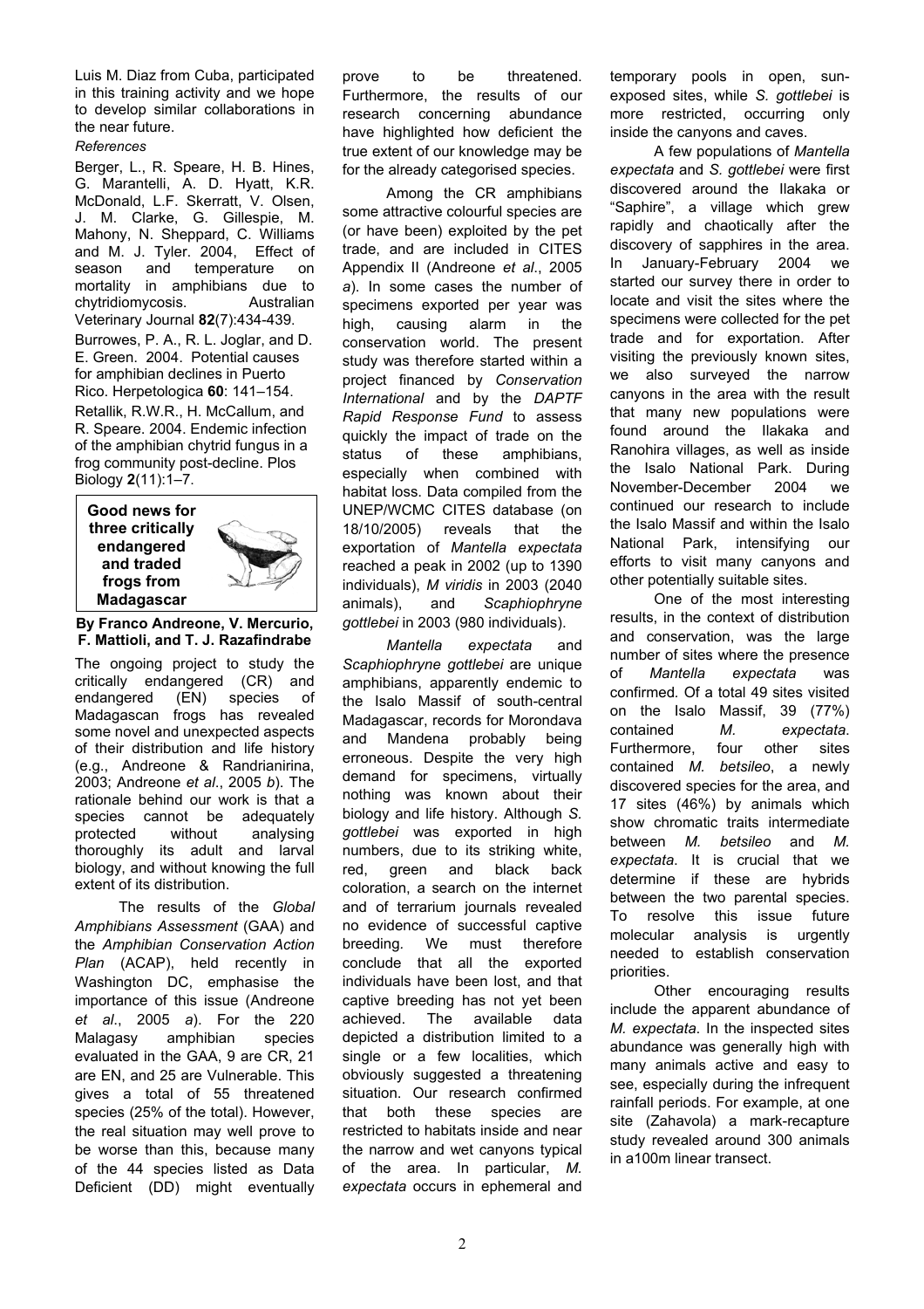Luis M. Diaz from Cuba, participated in this training activity and we hope to develop similar collaborations in the near future.

*References*

Berger, L., R. Speare, H. B. Hines, G. Marantelli, A. D. Hyatt, K.R. McDonald, L.F. Skerratt, V. Olsen, J. M. Clarke, G. Gillespie, M. Mahony, N. Sheppard, C. Williams and M. J. Tyler. 2004, Effect of season and temperature on mortality in amphibians due to chytridiomycosis. Australian Veterinary Journal **82**(7):434-439.

Burrowes, P. A., R. L. Joglar, and D. E. Green. 2004. Potential causes for amphibian declines in Puerto Rico. Herpetologica **60**: 141–154.

Retallik, R.W.R., H. McCallum, and R. Speare. 2004. Endemic infection of the amphibian chytrid fungus in a frog community post-decline. Plos Biology **2**(11):1–7.

## Good news for three critically endangered and traded frogs from Madagascar

**By Franco Andreone, V. Mercurio, F. Mattioli, and T. J. Razafindrabe**

The ongoing project to study the critically endangered (CR) and endangered (EN) species of Madagascan frogs has revealed some novel and unexpected aspects of their distribution and life history (e.g., Andreone & Randrianirina, 2003; Andreone *et al*., 2005 *b*). The rationale behind our work is that a species cannot be adequately protected without analysing thoroughly its adult and larval biology, and without knowing the full extent of its distribution.

The results of the *Global Amphibians Assessment* (GAA) and the *Amphibian Conservation Action Plan* (ACAP), held recently in Washington DC, emphasise the importance of this issue (Andreone *et al*., 2005 *a*). For the 220 Malagasy amphibian species evaluated in the GAA, 9 are CR, 21 are EN, and 25 are Vulnerable. This gives a total of 55 threatened species (25% of the total). However, the real situation may well prove to be worse than this, because many of the 44 species listed as Data Deficient (DD) might eventually prove to be threatened. Furthermore, the results of our research concerning abundance have highlighted how deficient the true extent of our knowledge may be for the already categorised species.

Among the CR amphibians some attractive colourful species are (or have been) exploited by the pet trade, and are included in CITES Appendix II (Andreone *et al*., 2005 *a*). In some cases the number of specimens exported per year was high, causing alarm in the conservation world. The present study was therefore started within a project financed by *Conservation International* and by the *DAPTF Rapid Response Fund* to assess quickly the impact of trade on the status of these amphibians, especially when combined with habitat loss. Data compiled from the UNEP/WCMC CITES database (on 18/10/2005) reveals that the exportation of *Mantella expectata* reached a peak in 2002 (up to 1390 individuals), *M viridis* in 2003 (2040 animals), and *Scaphiophryne gottlebei* in 2003 (980 individuals).

*Mantella expectata* and *Scaphiophryne gottlebei* are unique amphibians, apparently endemic to the Isalo Massif of south-central Madagascar, records for Morondava and Mandena probably being erroneous. Despite the very high demand for specimens, virtually nothing was known about their biology and life history. Although *S. gottlebei* was exported in high numbers, due to its striking white, red, green and black back coloration, a search on the internet and of terrarium journals revealed no evidence of successful captive breeding. We must therefore conclude that all the exported individuals have been lost, and that captive breeding has not yet been achieved. The available data depicted a distribution limited to a single or a few localities, which obviously suggested a threatening situation. Our research confirmed that both these species are restricted to habitats inside and near the narrow and wet canyons typical of the area. In particular, *M. expectata* occurs in ephemeral and temporary pools in open, sun-exposed sites, while *S. gottlebei* is more restricted, occurring only inside the canyons and caves.

A few populations of *Mantella expectata* and *S. gottlebei* were first discovered around the Ilakaka or "Saphire", a village which grew rapidly and chaotically after the discovery of sapphires in the area. In January-February 2004 we started our survey there in order to locate and visit the sites where the specimens were collected for the pet trade and for exportation. After visiting the previously known sites, we also surveyed the narrow canyons in the area with the result that many new populations were found around the Ilakaka and Ranohira villages, as well as inside the Isalo National Park. During November-December 2004 we continued our research to include the Isalo Massif and within the Isalo National Park, intensifying our efforts to visit many canyons and other potentially suitable sites.

One of the most interesting results, in the context of distribution and conservation, was the large number of sites where the presence of *Mantella expectata* was confirmed. Of a total 49 sites visited on the Isalo Massif, 39 (77%) contained *M. expectata*. Furthermore, four other sites contained *M. betsileo*, a newly discovered species for the area, and 17 sites (46%) by animals which show chromatic traits intermediate between *M. betsileo* and *M. expectata*. It is crucial that we determine if these are hybrids between the two parental species. To resolve this issue future molecular analysis is urgently needed to establish conservation priorities.

Other encouraging results include the apparent abundance of *M. expectata*. In the inspected sites abundance was generally high with many animals active and easy to see, especially during the infrequent rainfall periods. For example, at one site (Zahavola) a mark-recapture study revealed around 300 animals in a100m linear transect.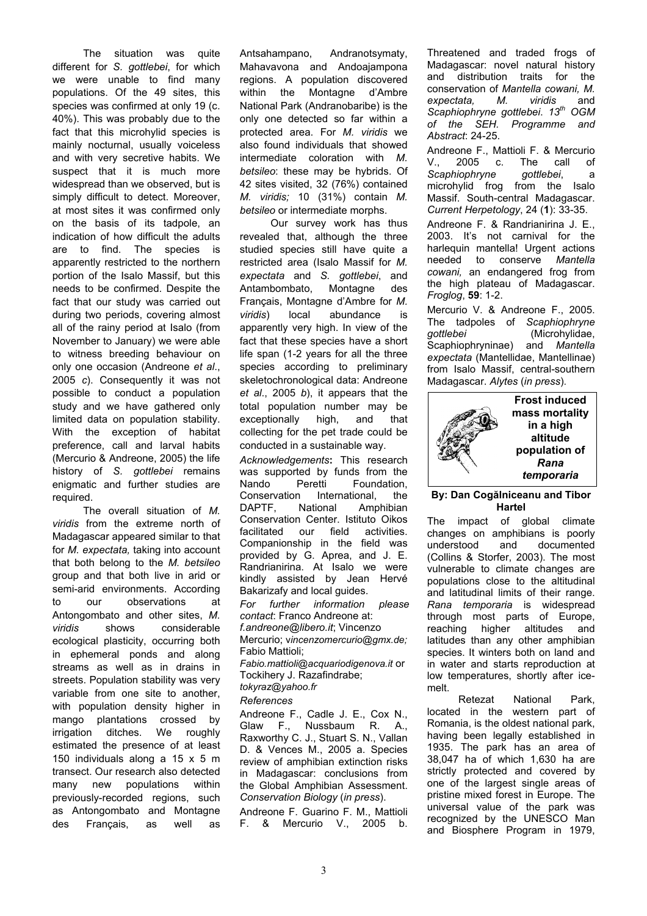The situation was quite different for *S. gottlebei*, for which we were unable to find many populations. Of the 49 sites, this species was confirmed at only 19 (c. 40%). This was probably due to the fact that this microhylid species is mainly nocturnal, usually voiceless and with very secretive habits. We suspect that it is much more widespread than we observed, but is simply difficult to detect. Moreover, at most sites it was confirmed only on the basis of its tadpole, an indication of how difficult the adults are to find. The species is apparently restricted to the northern portion of the Isalo Massif, but this needs to be confirmed. Despite the fact that our study was carried out during two periods, covering almost all of the rainy period at Isalo (from November to January) we were able to witness breeding behaviour on only one occasion (Andreone *et al*., 2005 *c*). Consequently it was not possible to conduct a population study and we have gathered only limited data on population stability. With the exception of habitat preference, call and larval habits (Mercurio & Andreone, 2005) the life history of *S. gottlebei* remains enigmatic and further studies are required.

The overall situation of *M. viridis* from the extreme north of Madagascar appeared similar to that for *M. expectata,* taking into account that both belong to the *M. betsileo* group and that both live in arid or semi-arid environments. According to our observations at Antongombato and other sites, *M. viridis* shows considerable ecological plasticity, occurring both in ephemeral ponds and along streams as well as in drains in streets. Population stability was very variable from one site to another, with population density higher in mango plantations crossed by irrigation ditches. We roughly estimated the presence of at least 150 individuals along a 15 x 5 m transect. Our research also detected many new populations within previously-recorded regions, such as Antongombato and Montagne des Français, as well as Antsahampano, Andranotsymaty, Mahavavona and Andoajampona regions. A population discovered within the Montagne d'Ambre National Park (Andranobaribe) is the only one detected so far within a protected area. For *M. viridis* we also found individuals that showed intermediate coloration with *M. betsileo*: these may be hybrids. Of 42 sites visited, 32 (76%) contained *M. viridis;* 10 (31%) contain *M. betsileo* or intermediate morphs.

Our survey work has thus revealed that, although the three studied species still have quite a restricted area (Isalo Massif for *M. expectata* and *S. gottlebei*, and Antambombato, Montagne des Français, Montagne d'Ambre for *M. viridis*) local abundance is apparently very high. In view of the fact that these species have a short life span (1-2 years for all the three species according to preliminary skeletochronological data: Andreone *et al*., 2005 *b*), it appears that the total population number may be exceptionally high, and that collecting for the pet trade could be conducted in a sustainable way.

*Acknowledgements***:** This research was supported by funds from the Nando Peretti Foundation, Conservation International, the DAPTF, National Amphibian Conservation Center. Istituto Oikos facilitated our field activities. Companionship in the field was provided by G. Aprea, and J. E. Randrianirina. At Isalo we were kindly assisted by Jean Hervé Bakarizafy and local guides.

*For further information please contact*: Franco Andreone at: *f.andreone@libero.it*; Vincenzo Mercurio; *vincenzomercurio@gmx.de;* Fabio Mattioli; *Fabio.mattioli@acquariodigenova.it* or Tockihery J. Razafindrabe; *tokyraz@yahoo.fr*

*References*

Andreone F., Cadle J. E., Cox N., Glaw F., Nussbaum R. A., Raxworthy C. J., Stuart S. N., Vallan D. & Vences M., 2005 a. Species review of amphibian extinction risks in Madagascar: conclusions from the Global Amphibian Assessment. *Conservation Biology* (*in press*).

Andreone F. Guarino F. M., Mattioli F. & Mercurio V., 2005 b. Threatened and traded frogs of Madagascar: novel natural history and distribution traits for the conservation of *Mantella cowani, M. expectata, M. viridis* and *Scaphiophryne gottlebei. 13th OGM of the SEH. Programme and Abstract*: 24-25.

Andreone F., Mattioli F. & Mercurio V., 2005 c. The call of *Scaphiophryne gottlebei*, a microhylid frog from the Isalo Massif. South-central Madagascar. *Current Herpetology*, 24 (**1**): 33-35.

Andreone F. & Randrianirina J. E., 2003. It's not carnival for the harlequin mantella! Urgent actions needed to conserve *Mantella cowani,* an endangered frog from the high plateau of Madagascar. *Froglog*, **59**: 1-2.

Mercurio V. & Andreone F., 2005. The tadpoles of *Scaphiophryne gottlebei* (Microhylidae, Scaphiophryninae) and *Mantella expectata* (Mantellidae, Mantellinae) from Isalo Massif, central-southern Madagascar. *Alytes* (*in press*).

## Frost induced mass mortality in a high altitude population of *Rana temporaria*

**By: Dan Cogălniceanu and Tibor Hartel**

The impact of global climate changes on amphibians is poorly understood and documented (Collins & Storfer, 2003). The most vulnerable to climate changes are populations close to the altitudinal and latitudinal limits of their range. *Rana temporaria* is widespread through most parts of Europe, reaching higher altitudes and latitudes than any other amphibian species. It winters both on land and in water and starts reproduction at low temperatures, shortly after ice-melt.

Retezat National Park, located in the western part of Romania, is the oldest national park, having been legally established in 1935. The park has an area of 38,047 ha of which 1,630 ha are strictly protected and covered by one of the largest single areas of pristine mixed forest in Europe. The universal value of the park was recognized by the UNESCO Man and Biosphere Program in 1979,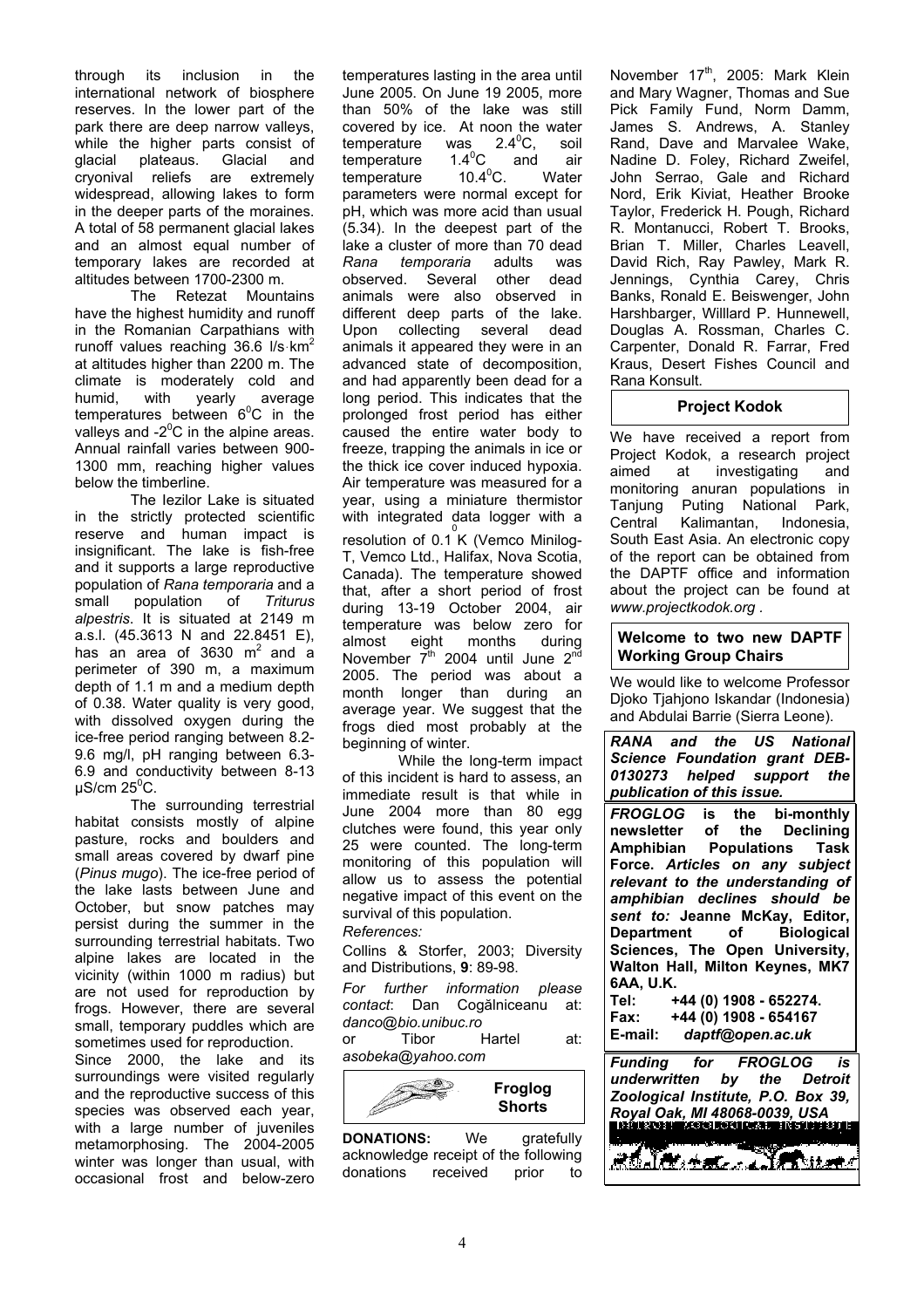through its inclusion in the international network of biosphere reserves. In the lower part of the park there are deep narrow valleys, while the higher parts consist of glacial plateaus. Glacial and cryonival reliefs are extremely widespread, allowing lakes to form in the deeper parts of the moraines. A total of 58 permanent glacial lakes and an almost equal number of temporary lakes are recorded at altitudes between 1700-2300 m.

The Retezat Mountains have the highest humidity and runoff in the Romanian Carpathians with runoff values reaching 36.6 l/s·km$^2$ at altitudes higher than 2200 m. The climate is moderately cold and humid, with yearly average temperatures between 6$^0$C in the valleys and -2$^0$C in the alpine areas. Annual rainfall varies between 900-1300 mm, reaching higher values below the timberline.

The Iezilor Lake is situated in the strictly protected scientific reserve and human impact is insignificant. The lake is fish-free and it supports a large reproductive population of *Rana temporaria* and a small population of *Triturus alpestris*. It is situated at 2149 m a.s.l. (45.3613 N and 22.8451 E), has an area of 3630 m$^2$ and a perimeter of 390 m, a maximum depth of 1.1 m and a medium depth of 0.38. Water quality is very good, with dissolved oxygen during the ice-free period ranging between 8.2-9.6 mg/l, pH ranging between 6.3-6.9 and conductivity between 8-13 µS/cm 25$^0$C.

The surrounding terrestrial habitat consists mostly of alpine pasture, rocks and boulders and small areas covered by dwarf pine (*Pinus mugo*). The ice-free period of the lake lasts between June and October, but snow patches may persist during the summer in the surrounding terrestrial habitats. Two alpine lakes are located in the vicinity (within 1000 m radius) but are not used for reproduction by frogs. However, there are several small, temporary puddles which are sometimes used for reproduction.

Since 2000, the lake and its surroundings were visited regularly and the reproductive success of this species was observed each year, with a large number of juveniles metamorphosing. The 2004-2005 winter was longer than usual, with occasional frost and below-zero temperatures lasting in the area until June 2005. On June 19 2005, more than 50% of the lake was still covered by ice. At noon the water temperature was 2.4$^0$C, soil temperature 1.4$^0$C and air temperature 10.4$^0$C. Water parameters were normal except for pH, which was more acid than usual (5.34). In the deepest part of the lake a cluster of more than 70 dead *Rana temporaria* adults was observed. Several other dead animals were also observed in different deep parts of the lake. Upon collecting several dead animals it appeared they were in an advanced state of decomposition, and had apparently been dead for a long period. This indicates that the prolonged frost period has either caused the entire water body to freeze, trapping the animals in ice or the thick ice cover induced hypoxia. Air temperature was measured for a year, using a miniature thermistor with integrated data logger with a resolution of 0.1$^0$K (Vemco Minilog-T, Vemco Ltd., Halifax, Nova Scotia, Canada). The temperature showed that, after a short period of frost during 13-19 October 2004, air temperature was below zero for almost eight months during November 7$^{th}$ 2004 until June 2$^{nd}$ 2005. The period was about a month longer than during an average year. We suggest that the frogs died most probably at the beginning of winter.

While the long-term impact of this incident is hard to assess, an immediate result is that while in June 2004 more than 80 egg clutches were found, this year only 25 were counted. The long-term monitoring of this population will allow us to assess the potential negative impact of this event on the survival of this population.

*References:*

Collins & Storfer, 2003; Diversity and Distributions, **9**: 89-98.

*For further information please contact*: Dan Cogălniceanu at: *danco@bio.unibuc.ro* or Tibor Hartel at: *asobeka@yahoo.com*

## Froglog Shorts

**DONATIONS:** We gratefully acknowledge receipt of the following donations received prior to November 17$^{th}$, 2005: Mark Klein and Mary Wagner, Thomas and Sue Pick Family Fund, Norm Damm, James S. Andrews, A. Stanley Rand, Dave and Marvalee Wake, Nadine D. Foley, Richard Zweifel, John Serrao, Gale and Richard Nord, Erik Kiviat, Heather Brooke Taylor, Frederick H. Pough, Richard R. Montanucci, Robert T. Brooks, Brian T. Miller, Charles Leavell, David Rich, Ray Pawley, Mark R. Jennings, Cynthia Carey, Chris Banks, Ronald E. Beiswenger, John Harshbarger, Willlard P. Hunnewell, Douglas A. Rossman, Charles C. Carpenter, Donald R. Farrar, Fred Kraus, Desert Fishes Council and Rana Konsult.

## Project Kodok

We have received a report from Project Kodok, a research project aimed at investigating and monitoring anuran populations in Tanjung Puting National Park, Central Kalimantan, Indonesia, South East Asia. An electronic copy of the report can be obtained from the DAPTF office and information about the project can be found at *www.projectkodok.org* .

## Welcome to two new DAPTF Working Group Chairs

We would like to welcome Professor Djoko Tjahjono Iskandar (Indonesia) and Abdulai Barrie (Sierra Leone).

***RANA and the US National Science Foundation grant DEB-0130273 helped support the publication of this issue.***

***FROGLOG* is the bi-monthly newsletter of the Declining Amphibian Populations Task Force. *Articles on any subject relevant to the understanding of amphibian declines should be sent to:* Jeanne McKay, Editor, Department of Biological Sciences, The Open University, Walton Hall, Milton Keynes, MK7 6AA, U.K.**

**Tel: +44 (0) 1908 - 652274.**
**Fax: +44 (0) 1908 - 654167**
**E-mail: *daptf@open.ac.uk***

***Funding for FROGLOG is underwritten by the Detroit Zoological Institute, P.O. Box 39, Royal Oak, MI 48068-0039, USA***